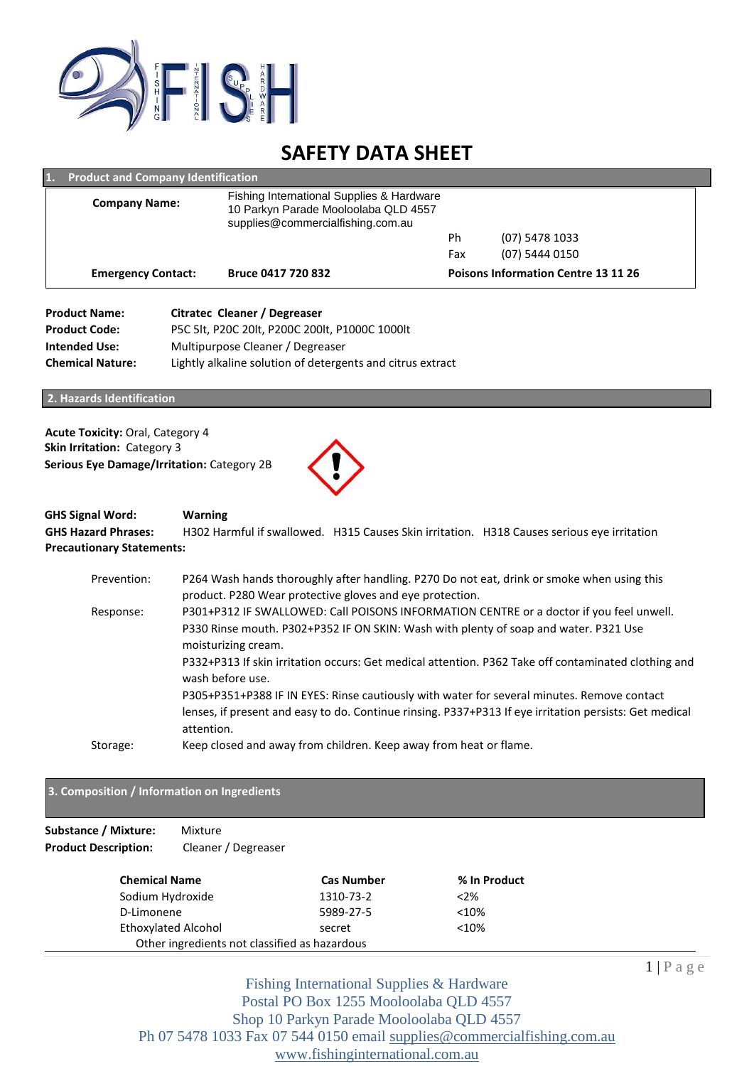# SAFETY DATA SHEET

## 1. Product and Company Identification

| | | | |
|---|---|---|---|
| **Company Name:** | Fishing International Supplies & Hardware<br>10 Parkyn Parade Mooloolaba QLD 4557<br>supplies@commercialfishing.com.au | | |
| | | Ph | (07) 5478 1033 |
| | | Fax | (07) 5444 0150 |
| **Emergency Contact:** | **Bruce 0417 720 832** | **Poisons Information Centre 13 11 26** | |

**Product Name:** **Citratec Cleaner / Degreaser**
**Product Code:** P5C 5lt, P20C 20lt, P200C 200lt, P1000C 1000lt
**Intended Use:** Multipurpose Cleaner / Degreaser
**Chemical Nature:** Lightly alkaline solution of detergents and citrus extract

## 2. Hazards Identification

**Acute Toxicity:** Oral, Category 4
**Skin Irritation:** Category 3
**Serious Eye Damage/Irritation:** Category 2B

**GHS Signal Word:** **Warning**
**GHS Hazard Phrases:** H302 Harmful if swallowed. H315 Causes Skin irritation. H318 Causes serious eye irritation
**Precautionary Statements:**

Prevention: P264 Wash hands thoroughly after handling. P270 Do not eat, drink or smoke when using this product. P280 Wear protective gloves and eye protection.

Response: P301+P312 IF SWALLOWED: Call POISONS INFORMATION CENTRE or a doctor if you feel unwell. P330 Rinse mouth. P302+P352 IF ON SKIN: Wash with plenty of soap and water. P321 Use moisturizing cream.
P332+P313 If skin irritation occurs: Get medical attention. P362 Take off contaminated clothing and wash before use.
P305+P351+P388 IF IN EYES: Rinse cautiously with water for several minutes. Remove contact lenses, if present and easy to do. Continue rinsing. P337+P313 If eye irritation persists: Get medical attention.

Storage: Keep closed and away from children. Keep away from heat or flame.

## 3. Composition / Information on Ingredients

**Substance / Mixture:** Mixture
**Product Description:** Cleaner / Degreaser

| Chemical Name | Cas Number | % In Product |
|---|---|---|
| Sodium Hydroxide | 1310-73-2 | <2% |
| D-Limonene | 5989-27-5 | <10% |
| Ethoxylated Alcohol | secret | <10% |
| Other ingredients not classified as hazardous | | |

Fishing International Supplies & Hardware
Postal PO Box 1255 Mooloolaba QLD 4557
Shop 10 Parkyn Parade Mooloolaba QLD 4557
Ph 07 5478 1033 Fax 07 544 0150 email supplies@commercialfishing.com.au
www.fishinginternational.com.au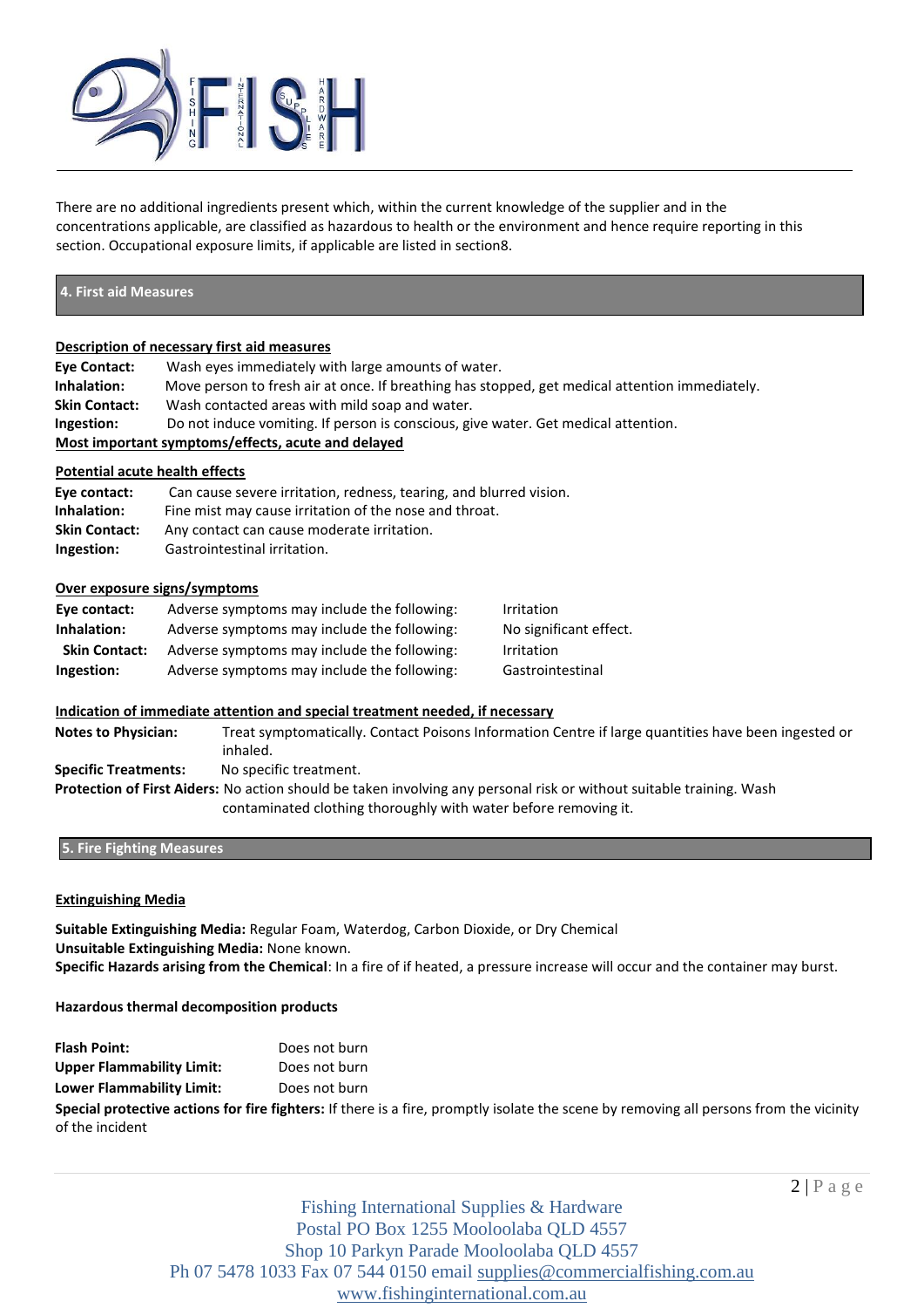There are no additional ingredients present which, within the current knowledge of the supplier and in the concentrations applicable, are classified as hazardous to health or the environment and hence require reporting in this section. Occupational exposure limits, if applicable are listed in section8.

## 4. First aid Measures

**Description of necessary first aid measures**

**Eye Contact:** Wash eyes immediately with large amounts of water.
**Inhalation:** Move person to fresh air at once. If breathing has stopped, get medical attention immediately.
**Skin Contact:** Wash contacted areas with mild soap and water.
**Ingestion:** Do not induce vomiting. If person is conscious, give water. Get medical attention.

**Most important symptoms/effects, acute and delayed**

**Potential acute health effects**

**Eye contact:** Can cause severe irritation, redness, tearing, and blurred vision.
**Inhalation:** Fine mist may cause irritation of the nose and throat.
**Skin Contact:** Any contact can cause moderate irritation.
**Ingestion:** Gastrointestinal irritation.

**Over exposure signs/symptoms**

| | | |
|---|---|---|
| **Eye contact:** | Adverse symptoms may include the following: | Irritation |
| **Inhalation:** | Adverse symptoms may include the following: | No significant effect. |
| **Skin Contact:** | Adverse symptoms may include the following: | Irritation |
| **Ingestion:** | Adverse symptoms may include the following: | Gastrointestinal |

**Indication of immediate attention and special treatment needed, if necessary**

**Notes to Physician:** Treat symptomatically. Contact Poisons Information Centre if large quantities have been ingested or inhaled.
**Specific Treatments:** No specific treatment.
**Protection of First Aiders:** No action should be taken involving any personal risk or without suitable training. Wash contaminated clothing thoroughly with water before removing it.

## 5. Fire Fighting Measures

**Extinguishing Media**

**Suitable Extinguishing Media:** Regular Foam, Waterdog, Carbon Dioxide, or Dry Chemical
**Unsuitable Extinguishing Media:** None known.
**Specific Hazards arising from the Chemical**: In a fire of if heated, a pressure increase will occur and the container may burst.

**Hazardous thermal decomposition products**

**Flash Point:** Does not burn
**Upper Flammability Limit:** Does not burn
**Lower Flammability Limit:** Does not burn
**Special protective actions for fire fighters:** If there is a fire, promptly isolate the scene by removing all persons from the vicinity of the incident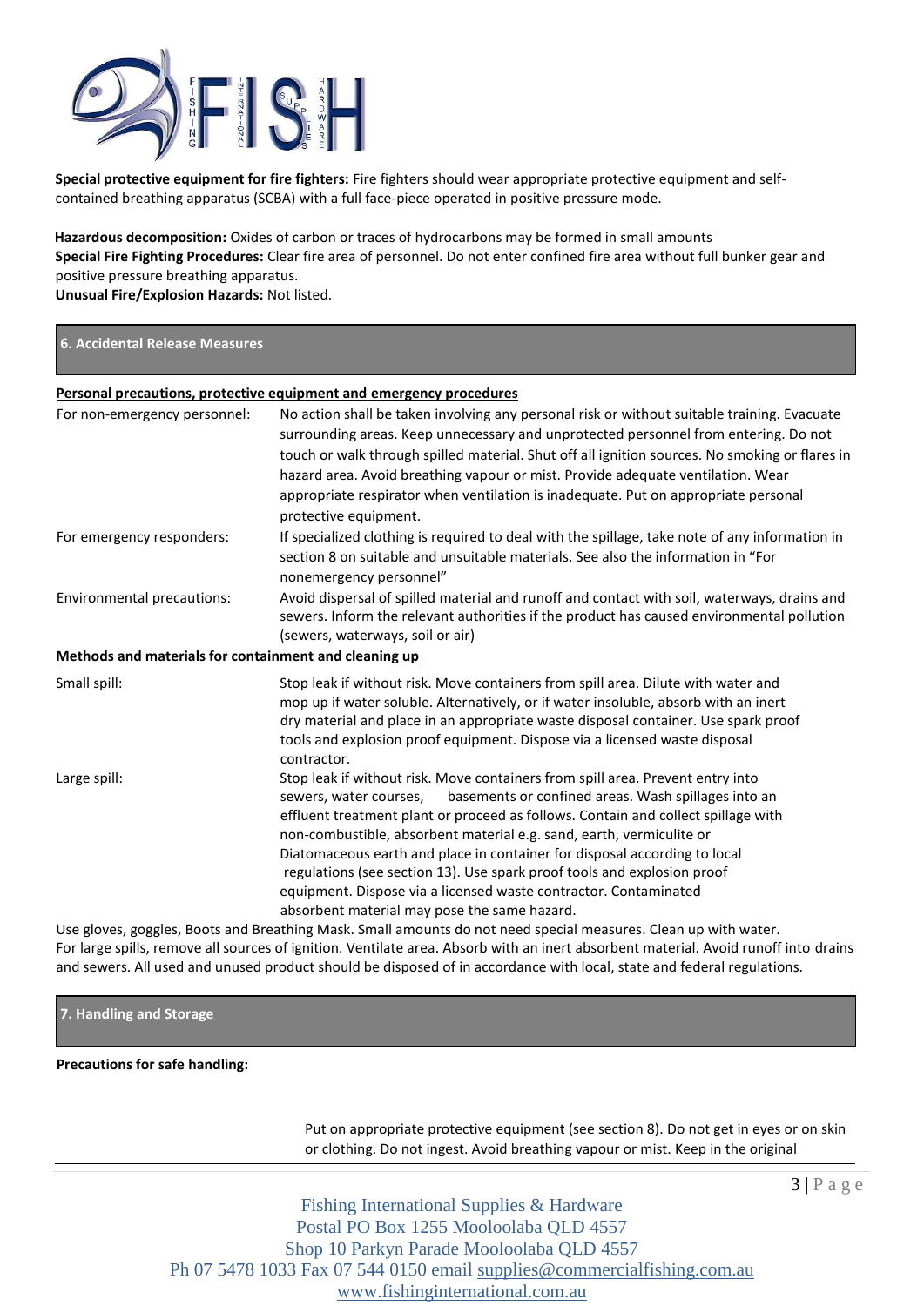**Special protective equipment for fire fighters:** Fire fighters should wear appropriate protective equipment and self-contained breathing apparatus (SCBA) with a full face-piece operated in positive pressure mode.

**Hazardous decomposition:** Oxides of carbon or traces of hydrocarbons may be formed in small amounts
**Special Fire Fighting Procedures:** Clear fire area of personnel. Do not enter confined fire area without full bunker gear and positive pressure breathing apparatus.
**Unusual Fire/Explosion Hazards:** Not listed.

## 6. Accidental Release Measures

**Personal precautions, protective equipment and emergency procedures**

| | |
|---|---|
| For non-emergency personnel: | No action shall be taken involving any personal risk or without suitable training. Evacuate surrounding areas. Keep unnecessary and unprotected personnel from entering. Do not touch or walk through spilled material. Shut off all ignition sources. No smoking or flares in hazard area. Avoid breathing vapour or mist. Provide adequate ventilation. Wear appropriate respirator when ventilation is inadequate. Put on appropriate personal protective equipment. |
| For emergency responders: | If specialized clothing is required to deal with the spillage, take note of any information in section 8 on suitable and unsuitable materials. See also the information in "For nonemergency personnel" |
| Environmental precautions: | Avoid dispersal of spilled material and runoff and contact with soil, waterways, drains and sewers. Inform the relevant authorities if the product has caused environmental pollution (sewers, waterways, soil or air) |

**Methods and materials for containment and cleaning up**

| | |
|---|---|
| Small spill: | Stop leak if without risk. Move containers from spill area. Dilute with water and mop up if water soluble. Alternatively, or if water insoluble, absorb with an inert dry material and place in an appropriate waste disposal container. Use spark proof tools and explosion proof equipment. Dispose via a licensed waste disposal contractor. |
| Large spill: | Stop leak if without risk. Move containers from spill area. Prevent entry into sewers, water courses, basements or confined areas. Wash spillages into an effluent treatment plant or proceed as follows. Contain and collect spillage with non-combustible, absorbent material e.g. sand, earth, vermiculite or Diatomaceous earth and place in container for disposal according to local regulations (see section 13). Use spark proof tools and explosion proof equipment. Dispose via a licensed waste contractor. Contaminated absorbent material may pose the same hazard. |

Use gloves, goggles, Boots and Breathing Mask. Small amounts do not need special measures. Clean up with water.
For large spills, remove all sources of ignition. Ventilate area. Absorb with an inert absorbent material. Avoid runoff into drains and sewers. All used and unused product should be disposed of in accordance with local, state and federal regulations.

## 7. Handling and Storage

**Precautions for safe handling:**

Put on appropriate protective equipment (see section 8). Do not get in eyes or on skin or clothing. Do not ingest. Avoid breathing vapour or mist. Keep in the original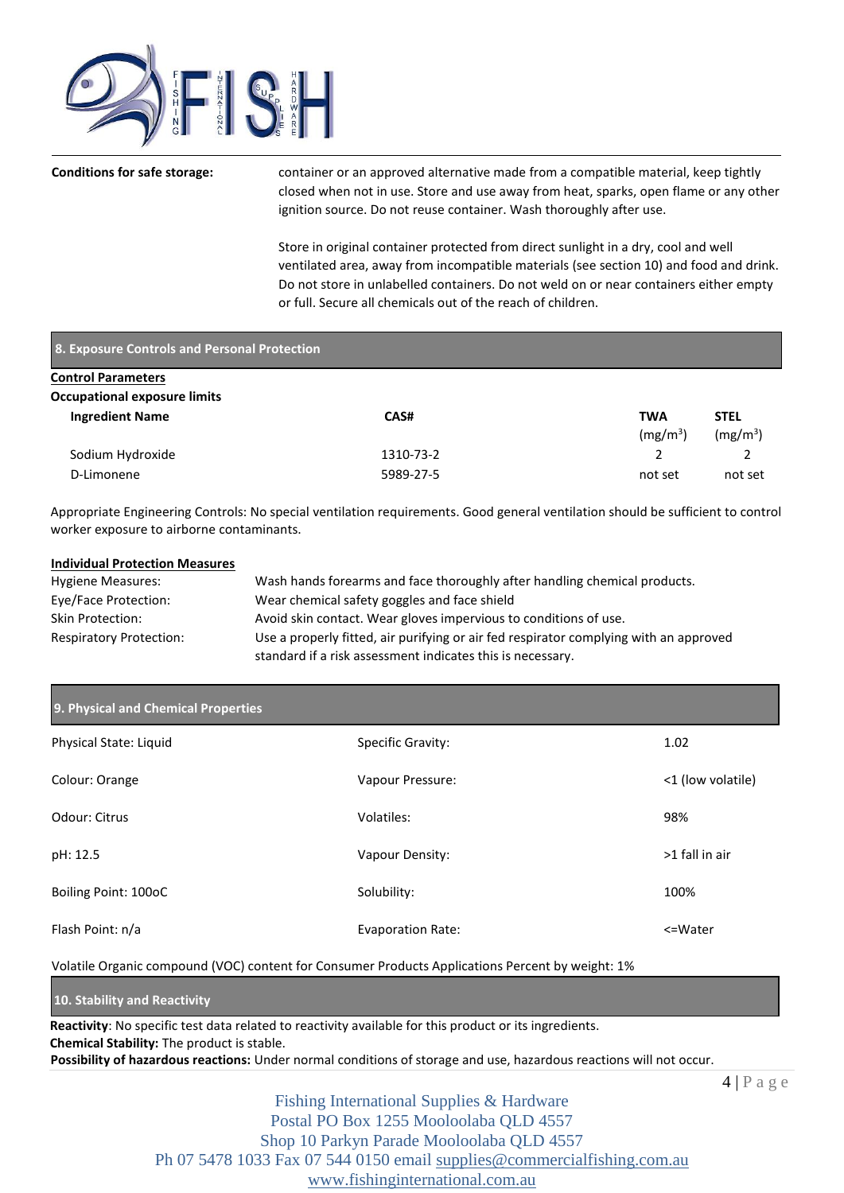**Conditions for safe storage:** container or an approved alternative made from a compatible material, keep tightly closed when not in use. Store and use away from heat, sparks, open flame or any other ignition source. Do not reuse container. Wash thoroughly after use.

Store in original container protected from direct sunlight in a dry, cool and well ventilated area, away from incompatible materials (see section 10) and food and drink. Do not store in unlabelled containers. Do not weld on or near containers either empty or full. Secure all chemicals out of the reach of children.

## 8. Exposure Controls and Personal Protection

**Control Parameters**

**Occupational exposure limits**

| Ingredient Name | CAS# | TWA ($mg/m^3$) | STEL ($mg/m^3$) |
|---|---|---|---|
| Sodium Hydroxide | 1310-73-2 | 2 | 2 |
| D-Limonene | 5989-27-5 | not set | not set |

Appropriate Engineering Controls: No special ventilation requirements. Good general ventilation should be sufficient to control worker exposure to airborne contaminants.

**Individual Protection Measures**

| | |
|---|---|
| Hygiene Measures: | Wash hands forearms and face thoroughly after handling chemical products. |
| Eye/Face Protection: | Wear chemical safety goggles and face shield |
| Skin Protection: | Avoid skin contact. Wear gloves impervious to conditions of use. |
| Respiratory Protection: | Use a properly fitted, air purifying or air fed respirator complying with an approved standard if a risk assessment indicates this is necessary. |

## 9. Physical and Chemical Properties

| | | |
|---|---|---|
| Physical State: Liquid | Specific Gravity: | 1.02 |
| Colour: Orange | Vapour Pressure: | <1 (low volatile) |
| Odour: Citrus | Volatiles: | 98% |
| pH: 12.5 | Vapour Density: | >1 fall in air |
| Boiling Point: 100oC | Solubility: | 100% |
| Flash Point: n/a | Evaporation Rate: | <=Water |

Volatile Organic compound (VOC) content for Consumer Products Applications Percent by weight: 1%

## 10. Stability and Reactivity

**Reactivity**: No specific test data related to reactivity available for this product or its ingredients.
**Chemical Stability:** The product is stable.
**Possibility of hazardous reactions:** Under normal conditions of storage and use, hazardous reactions will not occur.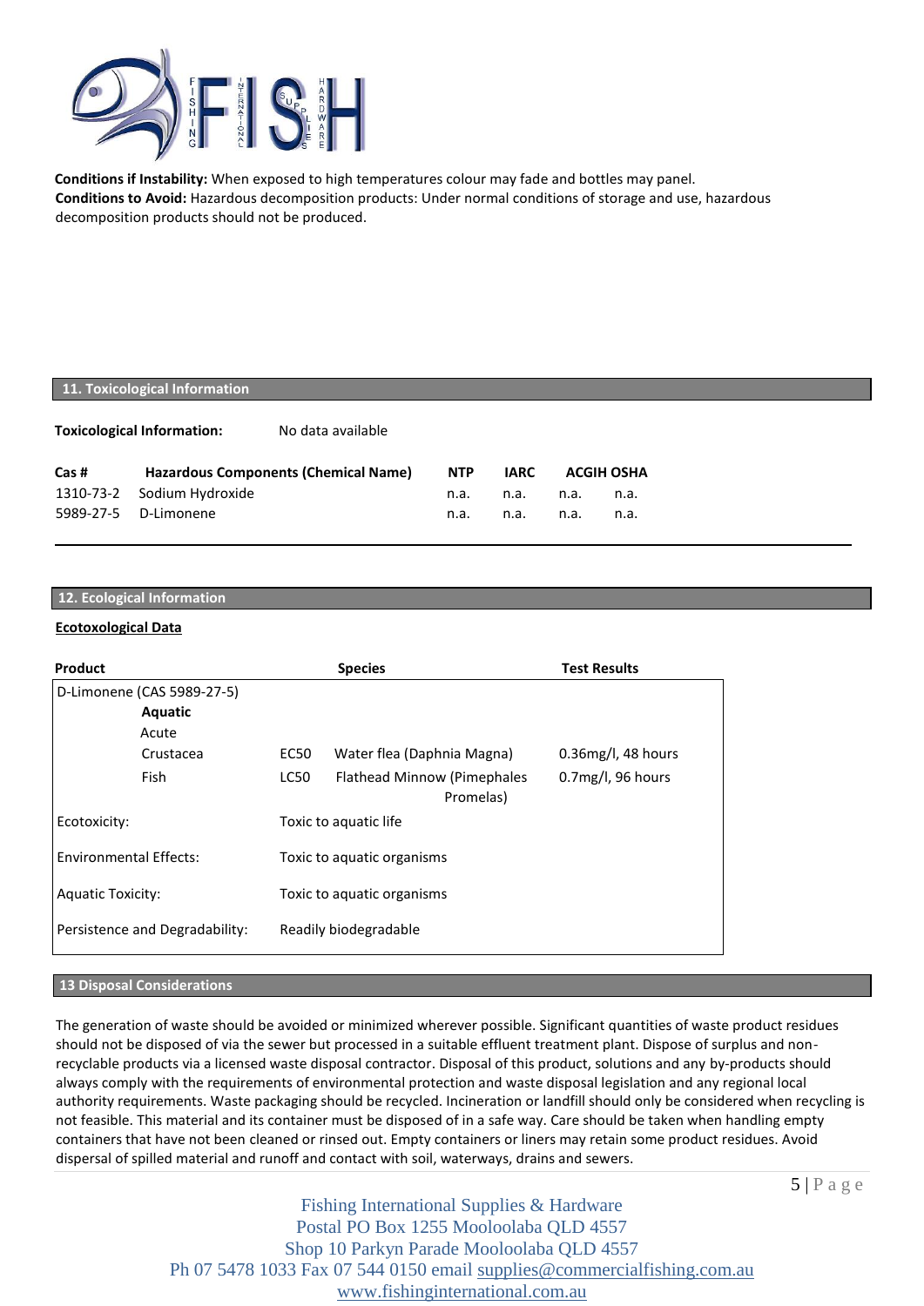**Conditions if Instability:** When exposed to high temperatures colour may fade and bottles may panel.
**Conditions to Avoid:** Hazardous decomposition products: Under normal conditions of storage and use, hazardous decomposition products should not be produced.

## 11. Toxicological Information

**Toxicological Information:** No data available

| Cas # | Hazardous Components (Chemical Name) | NTP | IARC | ACGIH | OSHA |
|---|---|---|---|---|---|
| 1310-73-2 | Sodium Hydroxide | n.a. | n.a. | n.a. | n.a. |
| 5989-27-5 | D-Limonene | n.a. | n.a. | n.a. | n.a. |

## 12. Ecological Information

**Ecotoxological Data**

| Product | | Species | Test Results |
|---|---|---|---|
| D-Limonene (CAS 5989-27-5) | | | |
| **Aquatic** | | | |
| Acute | | | |
| Crustacea | EC50 | Water flea (Daphnia Magna) | 0.36mg/l, 48 hours |
| Fish | LC50 | Flathead Minnow (Pimephales Promelas) | 0.7mg/l, 96 hours |
| Ecotoxicity: | Toxic to aquatic life | | |
| Environmental Effects: | Toxic to aquatic organisms | | |
| Aquatic Toxicity: | Toxic to aquatic organisms | | |
| Persistence and Degradability: | Readily biodegradable | | |

## 13 Disposal Considerations

The generation of waste should be avoided or minimized wherever possible. Significant quantities of waste product residues should not be disposed of via the sewer but processed in a suitable effluent treatment plant. Dispose of surplus and non-recyclable products via a licensed waste disposal contractor. Disposal of this product, solutions and any by-products should always comply with the requirements of environmental protection and waste disposal legislation and any regional local authority requirements. Waste packaging should be recycled. Incineration or landfill should only be considered when recycling is not feasible. This material and its container must be disposed of in a safe way. Care should be taken when handling empty containers that have not been cleaned or rinsed out. Empty containers or liners may retain some product residues. Avoid dispersal of spilled material and runoff and contact with soil, waterways, drains and sewers.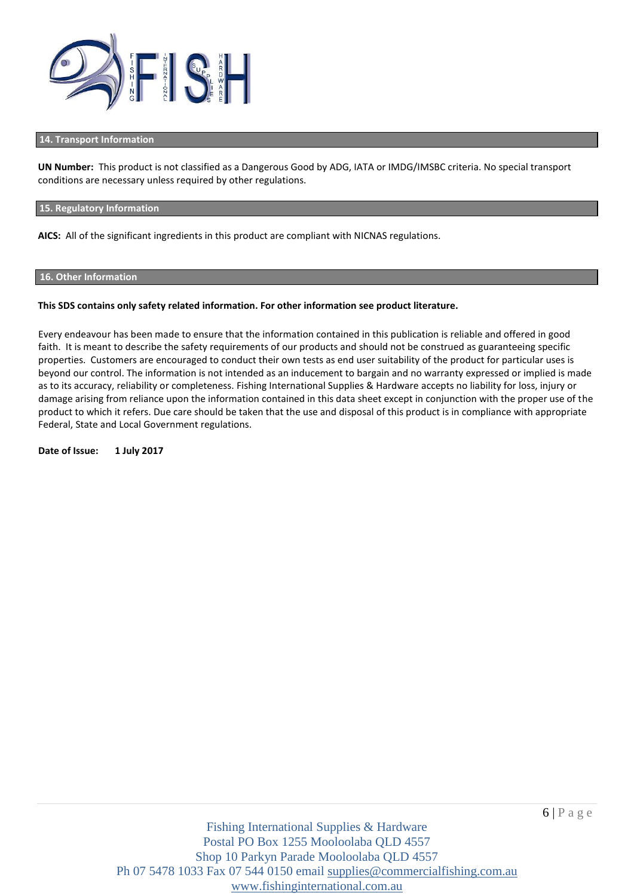## 14. Transport Information

**UN Number:** This product is not classified as a Dangerous Good by ADG, IATA or IMDG/IMSBC criteria. No special transport conditions are necessary unless required by other regulations.

## 15. Regulatory Information

**AICS:** All of the significant ingredients in this product are compliant with NICNAS regulations.

## 16. Other Information

**This SDS contains only safety related information. For other information see product literature.**

Every endeavour has been made to ensure that the information contained in this publication is reliable and offered in good faith. It is meant to describe the safety requirements of our products and should not be construed as guaranteeing specific properties. Customers are encouraged to conduct their own tests as end user suitability of the product for particular uses is beyond our control. The information is not intended as an inducement to bargain and no warranty expressed or implied is made as to its accuracy, reliability or completeness. Fishing International Supplies & Hardware accepts no liability for loss, injury or damage arising from reliance upon the information contained in this data sheet except in conjunction with the proper use of the product to which it refers. Due care should be taken that the use and disposal of this product is in compliance with appropriate Federal, State and Local Government regulations.

**Date of Issue: 1 July 2017**